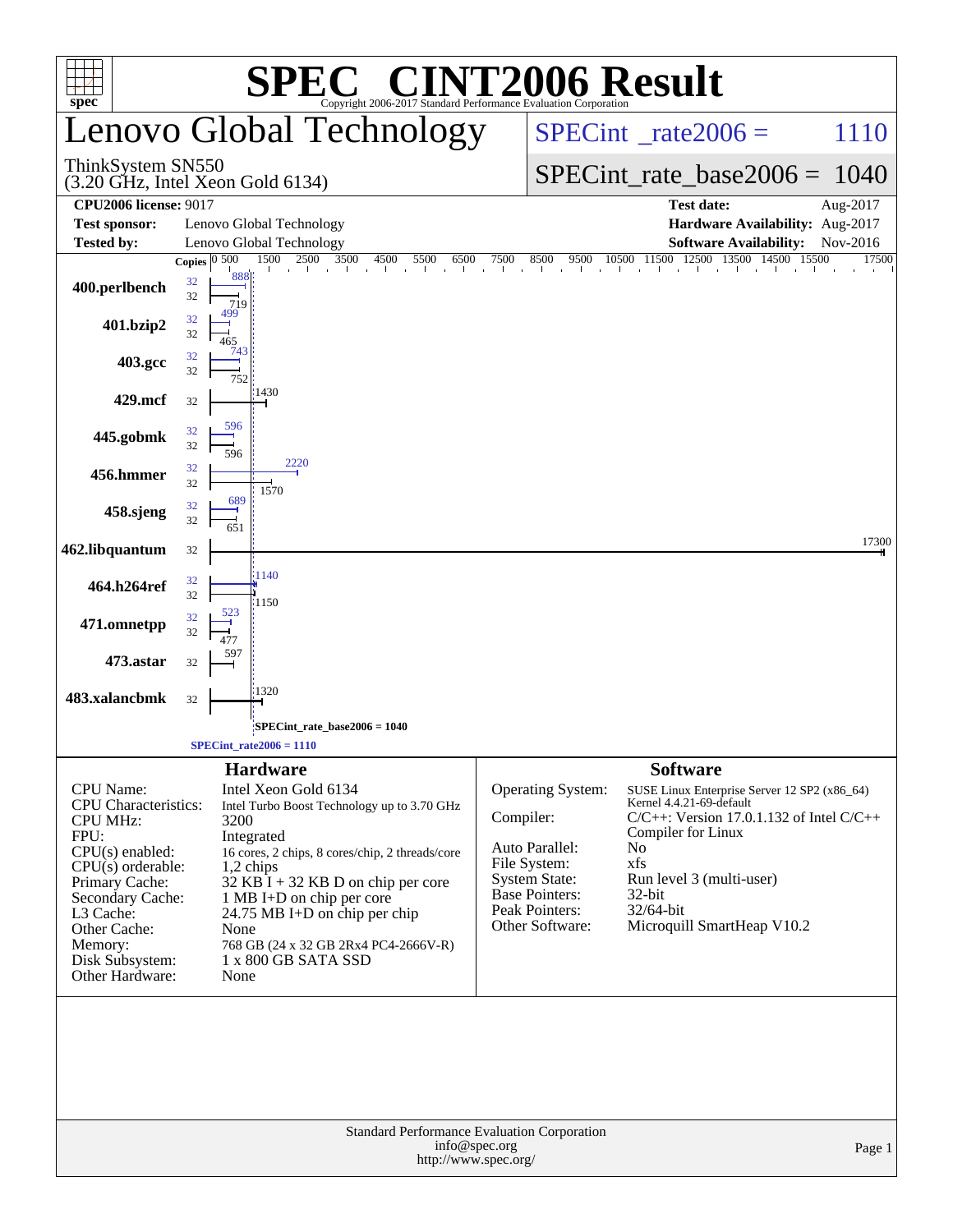# SPEC® CINT2006 Result

Copyright 2006-2017 Standard Performance Evaluation Corporation

## Lenovo Global Technology

ThinkSystem SN550
(3.20 GHz, Intel Xeon Gold 6134)

SPECint_rate2006 = 1110

SPECint_rate_base2006 = 1040

| | | | |
|---|---|---|---|
| **CPU2006 license:** 9017 | | **Test date:** | Aug-2017 |
| **Test sponsor:** | Lenovo Global Technology | **Hardware Availability:** | Aug-2017 |
| **Tested by:** | Lenovo Global Technology | **Software Availability:** | Nov-2016 |

| Benchmark | Copies (peak) | Copies (base) | Peak | Base |
|---|---|---|---|---|
| 400.perlbench | 32 | 32 | 888 | 719 |
| 401.bzip2 | 32 | 32 | 499 | 465 |
| 403.gcc | 32 | 32 | 743 | 752 |
| 429.mcf | | 32 | | 1430 |
| 445.gobmk | 32 | 32 | 596 | 596 |
| 456.hmmer | 32 | 32 | 2220 | 1570 |
| 458.sjeng | 32 | 32 | 689 | 651 |
| 462.libquantum | | 32 | | 17300 |
| 464.h264ref | 32 | 32 | 1140 | 1150 |
| 471.omnetpp | 32 | 32 | 523 | 477 |
| 473.astar | | 32 | | 597 |
| 483.xalancbmk | | 32 | | 1320 |

SPECint_rate_base2006 = 1040

SPECint_rate2006 = 1110

### Hardware

| | |
|---|---|
| CPU Name: | Intel Xeon Gold 6134 |
| CPU Characteristics: | Intel Turbo Boost Technology up to 3.70 GHz |
| CPU MHz: | 3200 |
| FPU: | Integrated |
| CPU(s) enabled: | 16 cores, 2 chips, 8 cores/chip, 2 threads/core |
| CPU(s) orderable: | 1,2 chips |
| Primary Cache: | 32 KB I + 32 KB D on chip per core |
| Secondary Cache: | 1 MB I+D on chip per core |
| L3 Cache: | 24.75 MB I+D on chip per chip |
| Other Cache: | None |
| Memory: | 768 GB (24 x 32 GB 2Rx4 PC4-2666V-R) |
| Disk Subsystem: | 1 x 800 GB SATA SSD |
| Other Hardware: | None |

### Software

| | |
|---|---|
| Operating System: | SUSE Linux Enterprise Server 12 SP2 (x86_64) Kernel 4.4.21-69-default |
| Compiler: | C/C++: Version 17.0.1.132 of Intel C/C++ Compiler for Linux |
| Auto Parallel: | No |
| File System: | xfs |
| System State: | Run level 3 (multi-user) |
| Base Pointers: | 32-bit |
| Peak Pointers: | 32/64-bit |
| Other Software: | Microquill SmartHeap V10.2 |

Standard Performance Evaluation Corporation
info@spec.org
http://www.spec.org/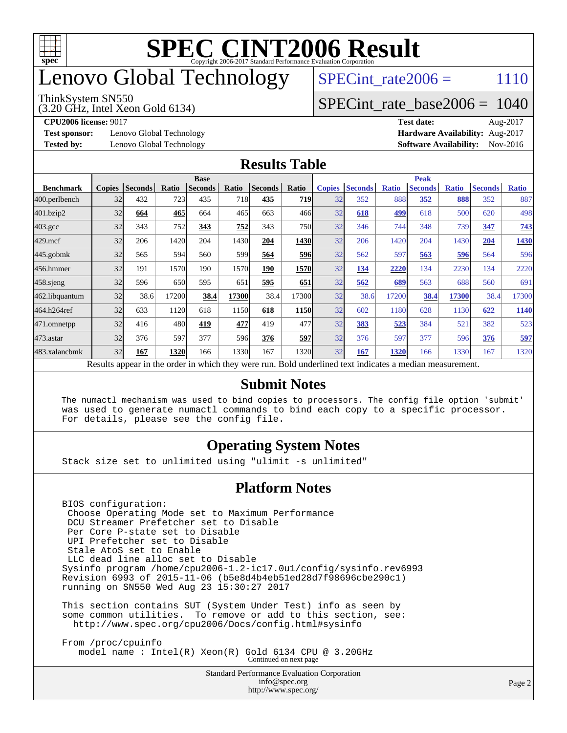# SPEC CINT2006 Result

Copyright 2006-2017 Standard Performance Evaluation Corporation

# Lenovo Global Technology

ThinkSystem SN550
(3.20 GHz, Intel Xeon Gold 6134)

SPECint_rate2006 = 1110

SPECint_rate_base2006 = 1040

**CPU2006 license:** 9017
**Test sponsor:** Lenovo Global Technology
**Tested by:** Lenovo Global Technology

**Test date:** Aug-2017
**Hardware Availability:** Aug-2017
**Software Availability:** Nov-2016

## Results Table

| Benchmark | Base | | | | | | | Peak | | | | | | |
|---|---|---|---|---|---|---|---|---|---|---|---|---|---|---|
| | Copies | Seconds | Ratio | Seconds | Ratio | Seconds | Ratio | Copies | Seconds | Ratio | Seconds | Ratio | Seconds | Ratio |
| 400.perlbench | 32 | 432 | 723 | 435 | 718 | **435** | **719** | 32 | 352 | 888 | **352** | **888** | 352 | 887 |
| 401.bzip2 | 32 | **664** | **465** | 664 | 465 | 663 | 466 | 32 | **618** | **499** | 618 | 500 | 620 | 498 |
| 403.gcc | 32 | 343 | 752 | **343** | **752** | 343 | 750 | 32 | 346 | 744 | 348 | 739 | **347** | **743** |
| 429.mcf | 32 | 206 | 1420 | 204 | 1430 | **204** | **1430** | 32 | 206 | 1420 | 204 | 1430 | **204** | **1430** |
| 445.gobmk | 32 | 565 | 594 | 560 | 599 | **564** | **596** | 32 | 562 | 597 | **563** | **596** | 564 | 596 |
| 456.hmmer | 32 | 191 | 1570 | 190 | 1570 | **190** | **1570** | 32 | **134** | **2220** | 134 | 2230 | 134 | 2220 |
| 458.sjeng | 32 | 596 | 650 | 595 | 651 | **595** | **651** | 32 | **562** | **689** | 563 | 688 | 560 | 691 |
| 462.libquantum | 32 | 38.6 | 17200 | **38.4** | **17300** | 38.4 | 17300 | 32 | 38.6 | 17200 | **38.4** | **17300** | 38.4 | 17300 |
| 464.h264ref | 32 | 633 | 1120 | 618 | 1150 | **618** | **1150** | 32 | 602 | 1180 | 628 | 1130 | **622** | **1140** |
| 471.omnetpp | 32 | 416 | 480 | **419** | **477** | 419 | 477 | 32 | **383** | **523** | 384 | 521 | 382 | 523 |
| 473.astar | 32 | 376 | 597 | 377 | 596 | **376** | **597** | 32 | 376 | 597 | 377 | 596 | **376** | **597** |
| 483.xalancbmk | 32 | **167** | **1320** | 166 | 1330 | 167 | 1320 | 32 | **167** | **1320** | 166 | 1330 | 167 | 1320 |

Results appear in the order in which they were run. Bold underlined text indicates a median measurement.

## Submit Notes

```
The numactl mechanism was used to bind copies to processors. The config file option 'submit'
was used to generate numactl commands to bind each copy to a specific processor.
For details, please see the config file.
```

## Operating System Notes

```
Stack size set to unlimited using "ulimit -s unlimited"
```

## Platform Notes

```
BIOS configuration:
 Choose Operating Mode set to Maximum Performance
 DCU Streamer Prefetcher set to Disable
 Per Core P-state set to Disable
 UPI Prefetcher set to Disable
 Stale AtoS set to Enable
 LLC dead line alloc set to Disable
Sysinfo program /home/cpu2006-1.2-ic17.0u1/config/sysinfo.rev6993
Revision 6993 of 2015-11-06 (b5e8d4b4eb51ed28d7f98696cbe290c1)
running on SN550 Wed Aug 23 15:30:27 2017

This section contains SUT (System Under Test) info as seen by
some common utilities.  To remove or add to this section, see:
  http://www.spec.org/cpu2006/Docs/config.html#sysinfo

From /proc/cpuinfo
   model name : Intel(R) Xeon(R) Gold 6134 CPU @ 3.20GHz
```

Continued on next page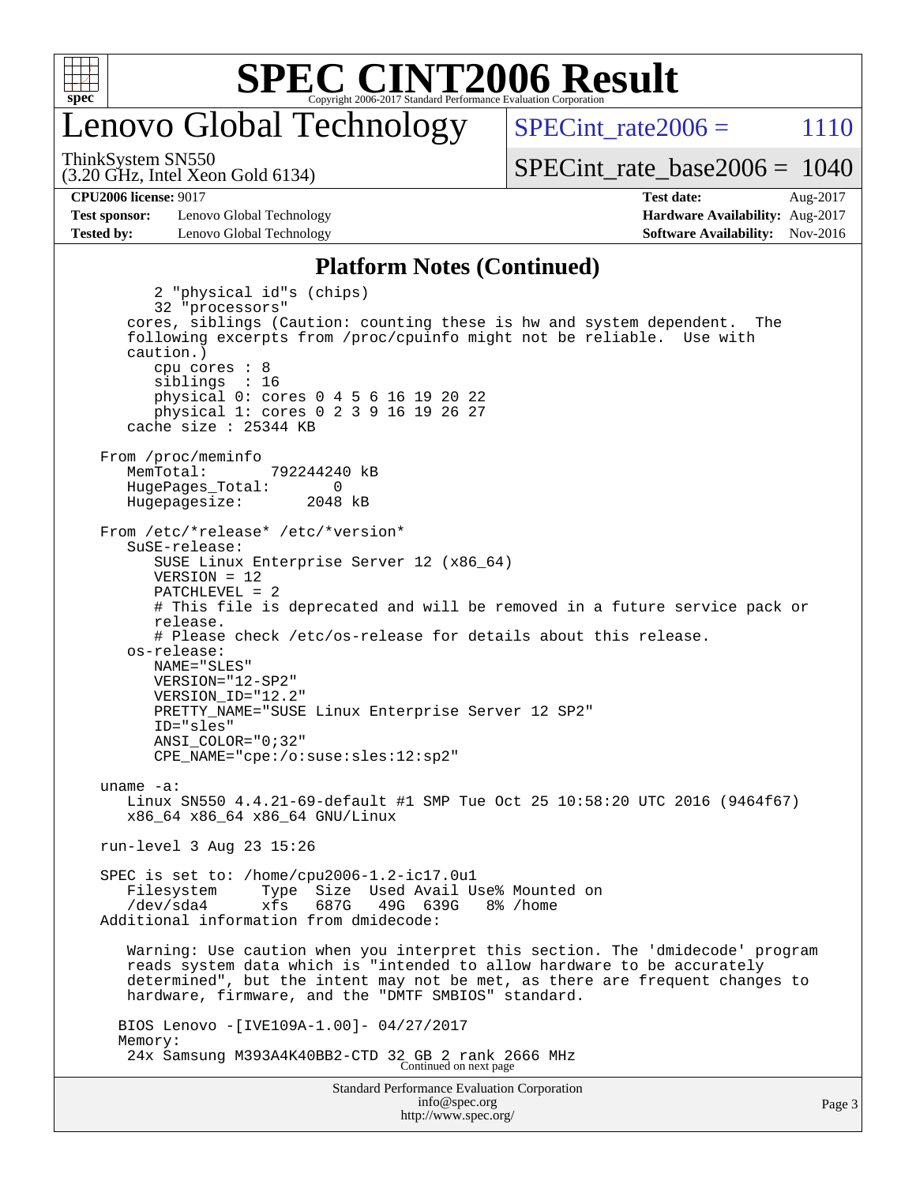# SPEC CINT2006 Result

## Lenovo Global Technology

ThinkSystem SN550
(3.20 GHz, Intel Xeon Gold 6134)

SPECint_rate2006 = 1110

SPECint_rate_base2006 = 1040

**CPU2006 license:** 9017
**Test sponsor:** Lenovo Global Technology
**Tested by:** Lenovo Global Technology

**Test date:** Aug-2017
**Hardware Availability:** Aug-2017
**Software Availability:** Nov-2016

### Platform Notes (Continued)

```
        2 "physical id"s (chips)
        32 "processors"
    cores, siblings (Caution: counting these is hw and system dependent.  The
    following excerpts from /proc/cpuinfo might not be reliable.  Use with
    caution.)
        cpu cores : 8
        siblings  : 16
        physical 0: cores 0 4 5 6 16 19 20 22
        physical 1: cores 0 2 3 9 16 19 26 27
    cache size : 25344 KB

 From /proc/meminfo
    MemTotal:       792244240 kB
    HugePages_Total:       0
    Hugepagesize:       2048 kB

 From /etc/*release* /etc/*version*
    SuSE-release:
        SUSE Linux Enterprise Server 12 (x86_64)
        VERSION = 12
        PATCHLEVEL = 2
        # This file is deprecated and will be removed in a future service pack or
        release.
        # Please check /etc/os-release for details about this release.
    os-release:
        NAME="SLES"
        VERSION="12-SP2"
        VERSION_ID="12.2"
        PRETTY_NAME="SUSE Linux Enterprise Server 12 SP2"
        ID="sles"
        ANSI_COLOR="0;32"
        CPE_NAME="cpe:/o:suse:sles:12:sp2"

 uname -a:
    Linux SN550 4.4.21-69-default #1 SMP Tue Oct 25 10:58:20 UTC 2016 (9464f67)
    x86_64 x86_64 x86_64 GNU/Linux

 run-level 3 Aug 23 15:26

 SPEC is set to: /home/cpu2006-1.2-ic17.0u1
    Filesystem     Type  Size  Used Avail Use% Mounted on
    /dev/sda4      xfs   687G   49G  639G   8% /home
 Additional information from dmidecode:

    Warning: Use caution when you interpret this section. The 'dmidecode' program
    reads system data which is "intended to allow hardware to be accurately
    determined", but the intent may not be met, as there are frequent changes to
    hardware, firmware, and the "DMTF SMBIOS" standard.

   BIOS Lenovo -[IVE109A-1.00]- 04/27/2017
   Memory:
    24x Samsung M393A4K40BB2-CTD 32 GB 2 rank 2666 MHz
```

Continued on next page

Standard Performance Evaluation Corporation
info@spec.org
http://www.spec.org/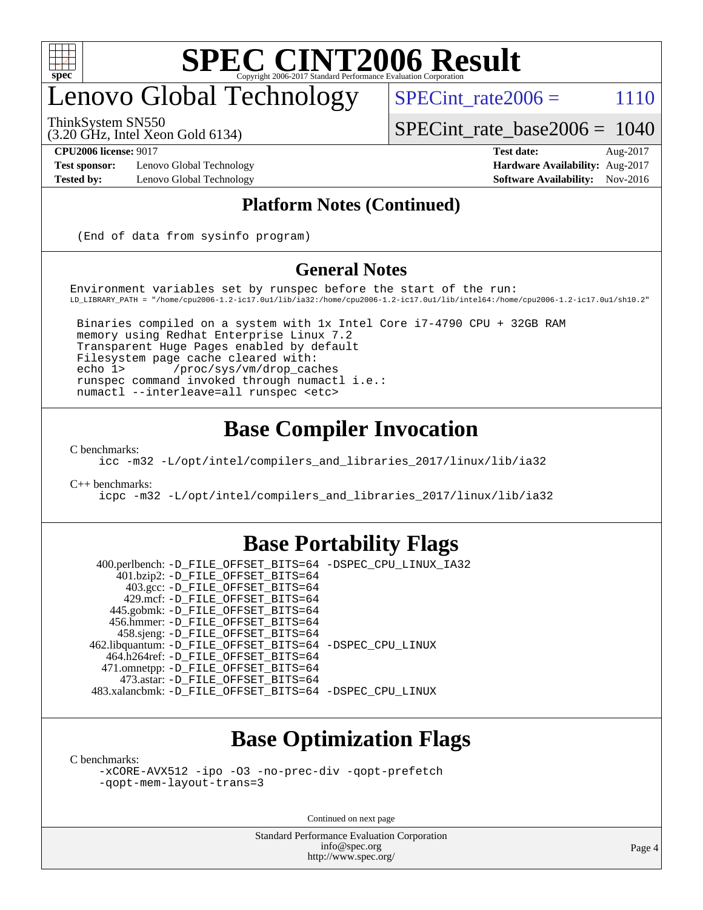## Platform Notes (Continued)

```
(End of data from sysinfo program)
```

## General Notes

```
Environment variables set by runspec before the start of the run:
LD_LIBRARY_PATH = "/home/cpu2006-1.2-ic17.0u1/lib/ia32:/home/cpu2006-1.2-ic17.0u1/lib/intel64:/home/cpu2006-1.2-ic17.0u1/sh10.2"

 Binaries compiled on a system with 1x Intel Core i7-4790 CPU + 32GB RAM
 memory using Redhat Enterprise Linux 7.2
 Transparent Huge Pages enabled by default
 Filesystem page cache cleared with:
 echo 1>       /proc/sys/vm/drop_caches
 runspec command invoked through numactl i.e.:
 numactl --interleave=all runspec <etc>
```

## Base Compiler Invocation

C benchmarks:
```
icc -m32 -L/opt/intel/compilers_and_libraries_2017/linux/lib/ia32
```

C++ benchmarks:
```
icpc -m32 -L/opt/intel/compilers_and_libraries_2017/linux/lib/ia32
```

## Base Portability Flags

```
  400.perlbench: -D_FILE_OFFSET_BITS=64 -DSPEC_CPU_LINUX_IA32
      401.bzip2: -D_FILE_OFFSET_BITS=64
        403.gcc: -D_FILE_OFFSET_BITS=64
        429.mcf: -D_FILE_OFFSET_BITS=64
      445.gobmk: -D_FILE_OFFSET_BITS=64
     456.hmmer: -D_FILE_OFFSET_BITS=64
      458.sjeng: -D_FILE_OFFSET_BITS=64
 462.libquantum: -D_FILE_OFFSET_BITS=64 -DSPEC_CPU_LINUX
    464.h264ref: -D_FILE_OFFSET_BITS=64
    471.omnetpp: -D_FILE_OFFSET_BITS=64
      473.astar: -D_FILE_OFFSET_BITS=64
 483.xalancbmk: -D_FILE_OFFSET_BITS=64 -DSPEC_CPU_LINUX
```

## Base Optimization Flags

C benchmarks:
```
-xCORE-AVX512 -ipo -O3 -no-prec-div -qopt-prefetch
-qopt-mem-layout-trans=3
```

Continued on next page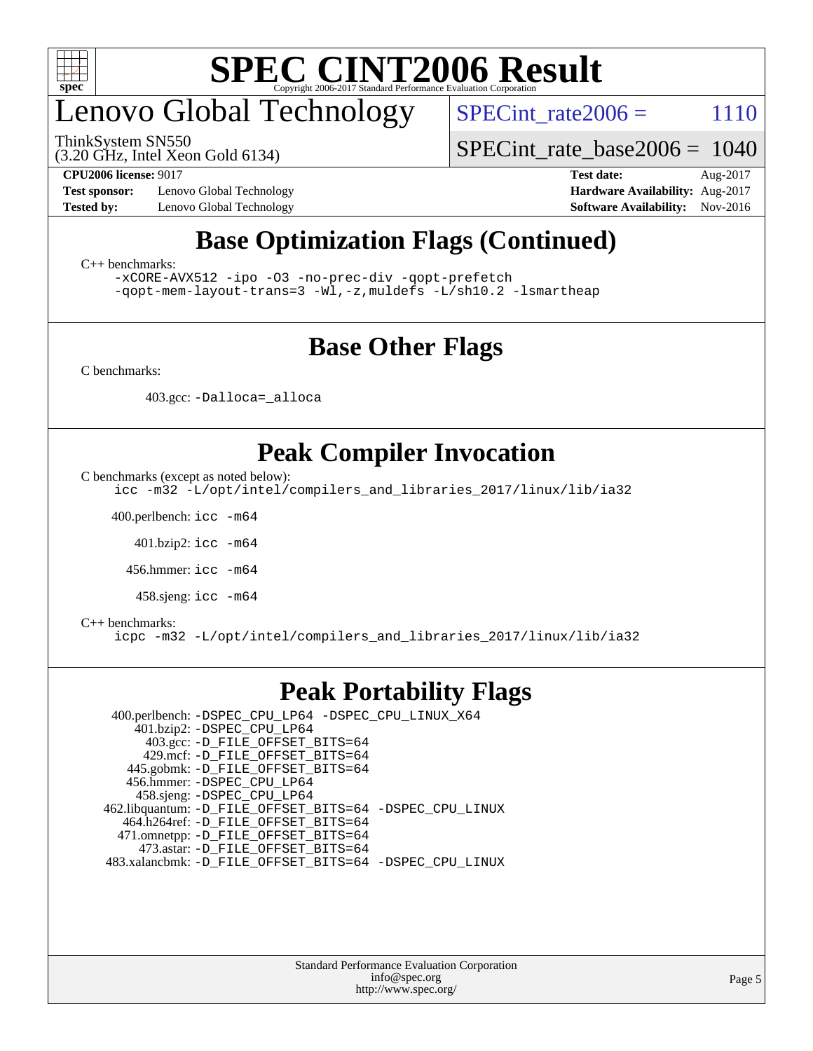# Base Optimization Flags (Continued)

C++ benchmarks:

```
-xCORE-AVX512 -ipo -O3 -no-prec-div -qopt-prefetch
-qopt-mem-layout-trans=3 -Wl,-z,muldefs -L/sh10.2 -lsmartheap
```

# Base Other Flags

C benchmarks:

403.gcc: `-Dalloca=_alloca`

# Peak Compiler Invocation

C benchmarks (except as noted below):

```
icc -m32 -L/opt/intel/compilers_and_libraries_2017/linux/lib/ia32
```

400.perlbench: `icc -m64`

401.bzip2: `icc -m64`

456.hmmer: `icc -m64`

458.sjeng: `icc -m64`

C++ benchmarks:

```
icpc -m32 -L/opt/intel/compilers_and_libraries_2017/linux/lib/ia32
```

# Peak Portability Flags

400.perlbench: `-DSPEC_CPU_LP64 -DSPEC_CPU_LINUX_X64`
401.bzip2: `-DSPEC_CPU_LP64`
403.gcc: `-D_FILE_OFFSET_BITS=64`
429.mcf: `-D_FILE_OFFSET_BITS=64`
445.gobmk: `-D_FILE_OFFSET_BITS=64`
456.hmmer: `-DSPEC_CPU_LP64`
458.sjeng: `-DSPEC_CPU_LP64`
462.libquantum: `-D_FILE_OFFSET_BITS=64 -DSPEC_CPU_LINUX`
464.h264ref: `-D_FILE_OFFSET_BITS=64`
471.omnetpp: `-D_FILE_OFFSET_BITS=64`
473.astar: `-D_FILE_OFFSET_BITS=64`
483.xalancbmk: `-D_FILE_OFFSET_BITS=64 -DSPEC_CPU_LINUX`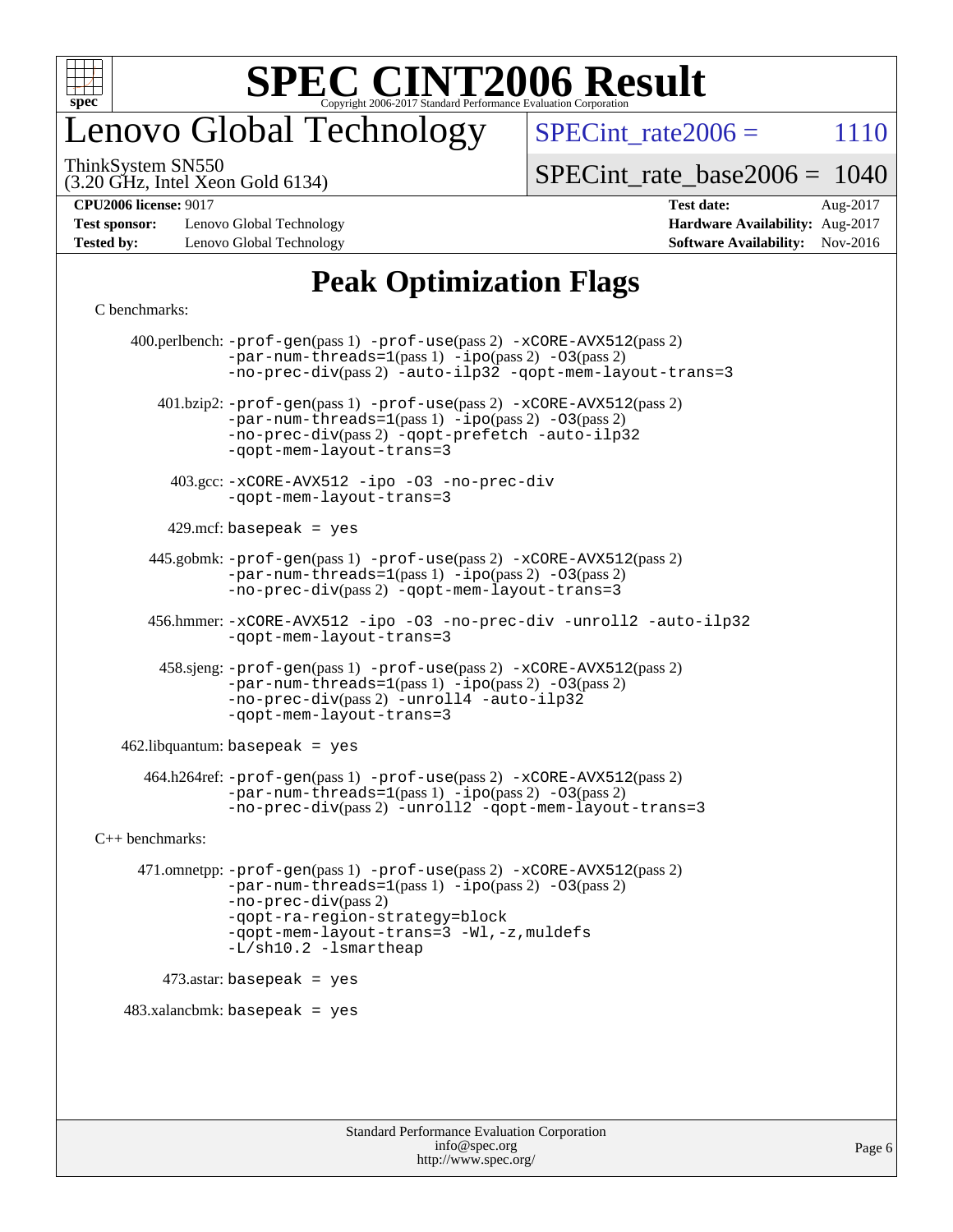# SPEC CINT2006 Result

Copyright 2006-2017 Standard Performance Evaluation Corporation

# Lenovo Global Technology

ThinkSystem SN550
(3.20 GHz, Intel Xeon Gold 6134)

SPECint_rate2006 = 1110

SPECint_rate_base2006 = 1040

**CPU2006 license:** 9017
**Test sponsor:** Lenovo Global Technology
**Tested by:** Lenovo Global Technology

**Test date:** Aug-2017
**Hardware Availability:** Aug-2017
**Software Availability:** Nov-2016

## Peak Optimization Flags

C benchmarks:

400.perlbench: -prof-gen(pass 1) -prof-use(pass 2) -xCORE-AVX512(pass 2) -par-num-threads=1(pass 1) -ipo(pass 2) -O3(pass 2) -no-prec-div(pass 2) -auto-ilp32 -qopt-mem-layout-trans=3

401.bzip2: -prof-gen(pass 1) -prof-use(pass 2) -xCORE-AVX512(pass 2) -par-num-threads=1(pass 1) -ipo(pass 2) -O3(pass 2) -no-prec-div(pass 2) -qopt-prefetch -auto-ilp32 -qopt-mem-layout-trans=3

403.gcc: -xCORE-AVX512 -ipo -O3 -no-prec-div -qopt-mem-layout-trans=3

429.mcf: basepeak = yes

445.gobmk: -prof-gen(pass 1) -prof-use(pass 2) -xCORE-AVX512(pass 2) -par-num-threads=1(pass 1) -ipo(pass 2) -O3(pass 2) -no-prec-div(pass 2) -qopt-mem-layout-trans=3

456.hmmer: -xCORE-AVX512 -ipo -O3 -no-prec-div -unroll2 -auto-ilp32 -qopt-mem-layout-trans=3

458.sjeng: -prof-gen(pass 1) -prof-use(pass 2) -xCORE-AVX512(pass 2) -par-num-threads=1(pass 1) -ipo(pass 2) -O3(pass 2) -no-prec-div(pass 2) -unroll4 -auto-ilp32 -qopt-mem-layout-trans=3

462.libquantum: basepeak = yes

464.h264ref: -prof-gen(pass 1) -prof-use(pass 2) -xCORE-AVX512(pass 2) -par-num-threads=1(pass 1) -ipo(pass 2) -O3(pass 2) -no-prec-div(pass 2) -unroll2 -qopt-mem-layout-trans=3

C++ benchmarks:

471.omnetpp: -prof-gen(pass 1) -prof-use(pass 2) -xCORE-AVX512(pass 2) -par-num-threads=1(pass 1) -ipo(pass 2) -O3(pass 2) -no-prec-div(pass 2) -qopt-ra-region-strategy=block -qopt-mem-layout-trans=3 -Wl,-z,muldefs -L/sh10.2 -lsmartheap

473.astar: basepeak = yes

483.xalancbmk: basepeak = yes

Standard Performance Evaluation Corporation
info@spec.org
http://www.spec.org/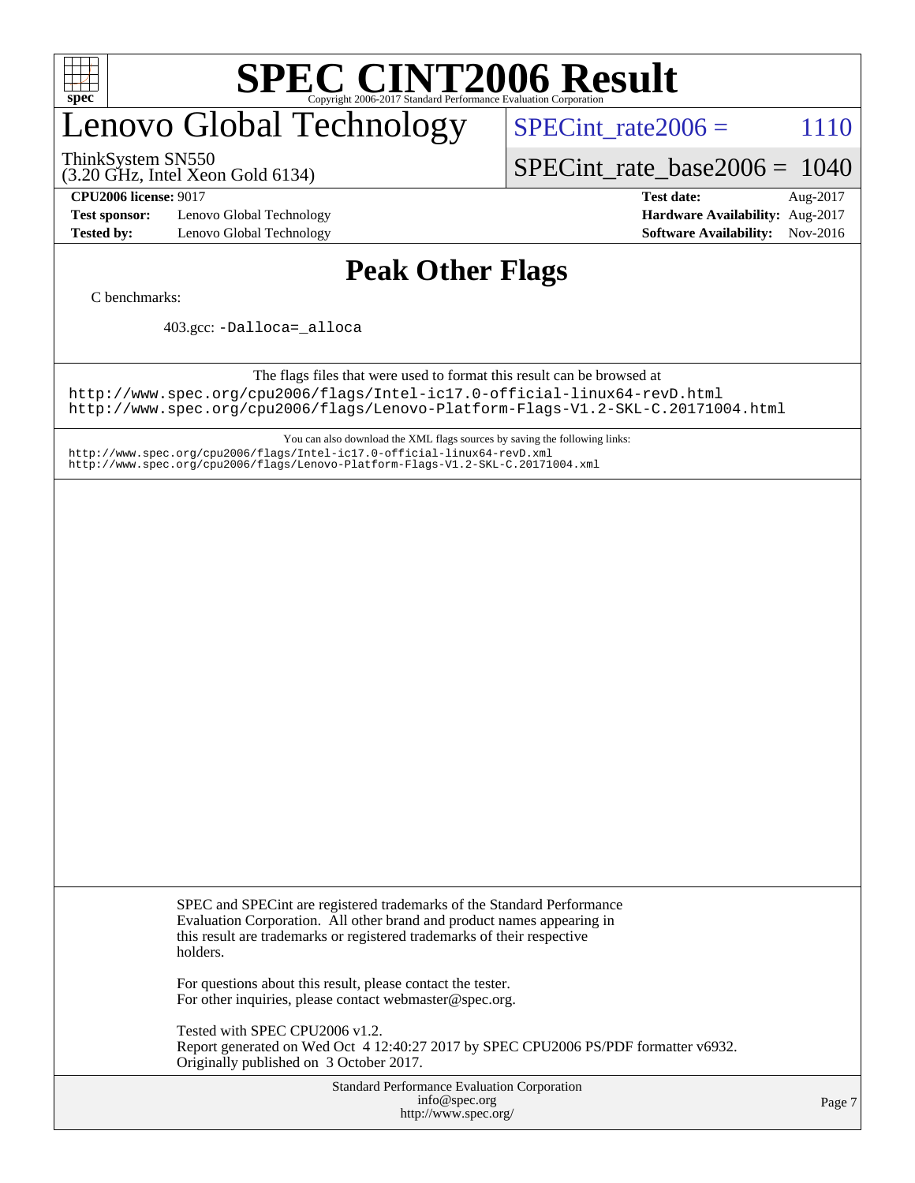# Peak Other Flags

C benchmarks:

403.gcc: -Dalloca=_alloca

The flags files that were used to format this result can be browsed at
http://www.spec.org/cpu2006/flags/Intel-ic17.0-official-linux64-revD.html
http://www.spec.org/cpu2006/flags/Lenovo-Platform-Flags-V1.2-SKL-C.20171004.html

You can also download the XML flags sources by saving the following links:
http://www.spec.org/cpu2006/flags/Intel-ic17.0-official-linux64-revD.xml
http://www.spec.org/cpu2006/flags/Lenovo-Platform-Flags-V1.2-SKL-C.20171004.xml

SPEC and SPECint are registered trademarks of the Standard Performance Evaluation Corporation. All other brand and product names appearing in this result are trademarks or registered trademarks of their respective holders.

For questions about this result, please contact the tester.
For other inquiries, please contact webmaster@spec.org.

Tested with SPEC CPU2006 v1.2.
Report generated on Wed Oct 4 12:40:27 2017 by SPEC CPU2006 PS/PDF formatter v6932.
Originally published on 3 October 2017.